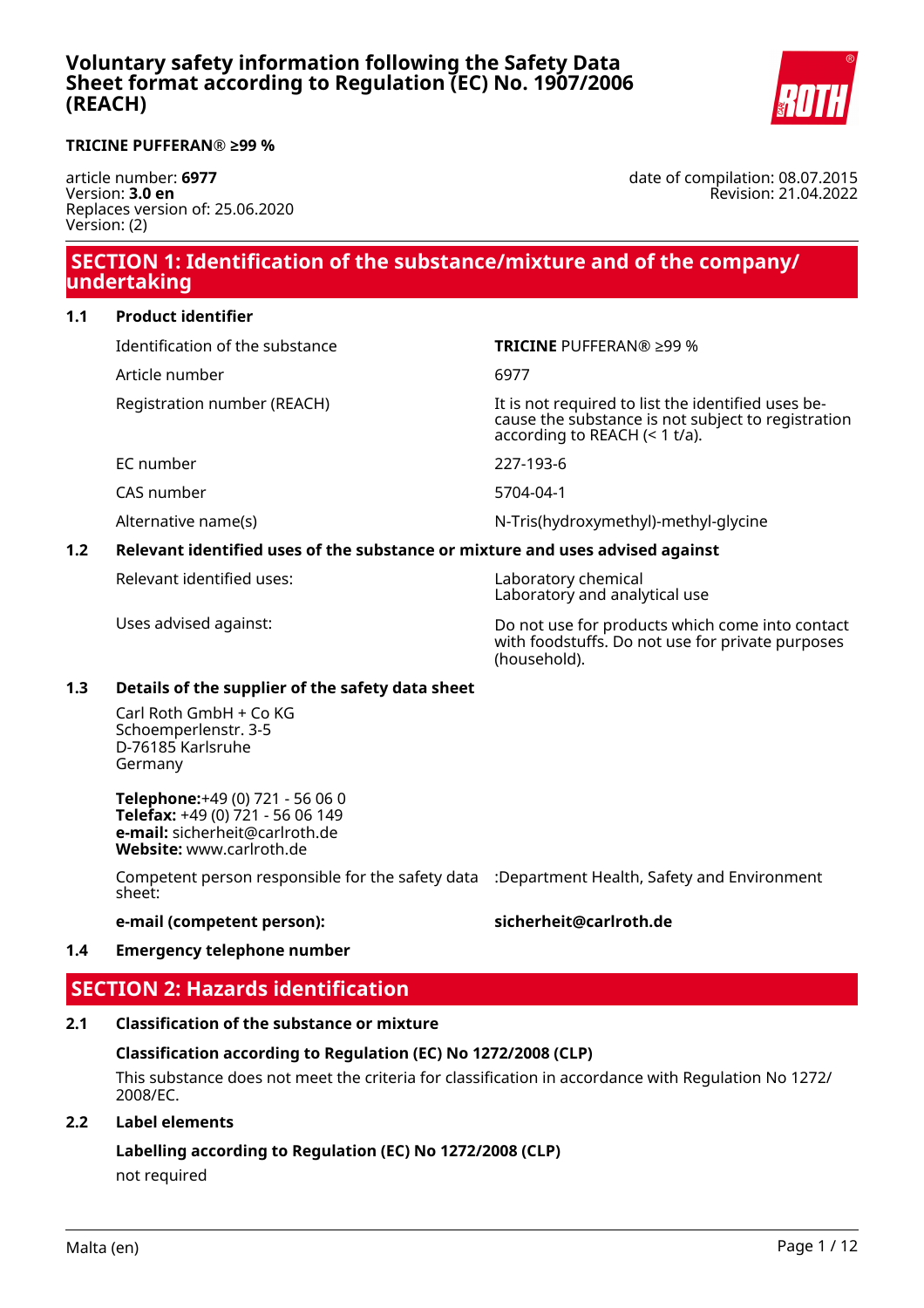# Voluntary safety information following the Safety Data Sheet format according to Regulation (EC) No. 1907/2006 (REACH)

**TRICINE PUFFERAN® ≥99 %**

article number: **6977**
Version: **3.0 en**
Replaces version of: 25.06.2020
Version: (2)

date of compilation: 08.07.2015
Revision: 21.04.2022

## SECTION 1: Identification of the substance/mixture and of the company/undertaking

### 1.1 Product identifier

| | |
|---|---|
| Identification of the substance | **TRICINE** PUFFERAN® ≥99 % |
| Article number | 6977 |
| Registration number (REACH) | It is not required to list the identified uses because the substance is not subject to registration according to REACH (< 1 t/a). |
| EC number | 227-193-6 |
| CAS number | 5704-04-1 |
| Alternative name(s) | N-Tris(hydroxymethyl)-methyl-glycine |

### 1.2 Relevant identified uses of the substance or mixture and uses advised against

| | |
|---|---|
| Relevant identified uses: | Laboratory chemical<br>Laboratory and analytical use |
| Uses advised against: | Do not use for products which come into contact with foodstuffs. Do not use for private purposes (household). |

### 1.3 Details of the supplier of the safety data sheet

Carl Roth GmbH + Co KG
Schoemperlenstr. 3-5
D-76185 Karlsruhe
Germany

**Telephone:**+49 (0) 721 - 56 06 0
**Telefax:** +49 (0) 721 - 56 06 149
**e-mail:** sicherheit@carlroth.de
**Website:** www.carlroth.de

| | |
|---|---|
| Competent person responsible for the safety data sheet: | :Department Health, Safety and Environment |
| **e-mail (competent person):** | **sicherheit@carlroth.de** |

### 1.4 Emergency telephone number

## SECTION 2: Hazards identification

### 2.1 Classification of the substance or mixture

**Classification according to Regulation (EC) No 1272/2008 (CLP)**

This substance does not meet the criteria for classification in accordance with Regulation No 1272/2008/EC.

### 2.2 Label elements

**Labelling according to Regulation (EC) No 1272/2008 (CLP)**

not required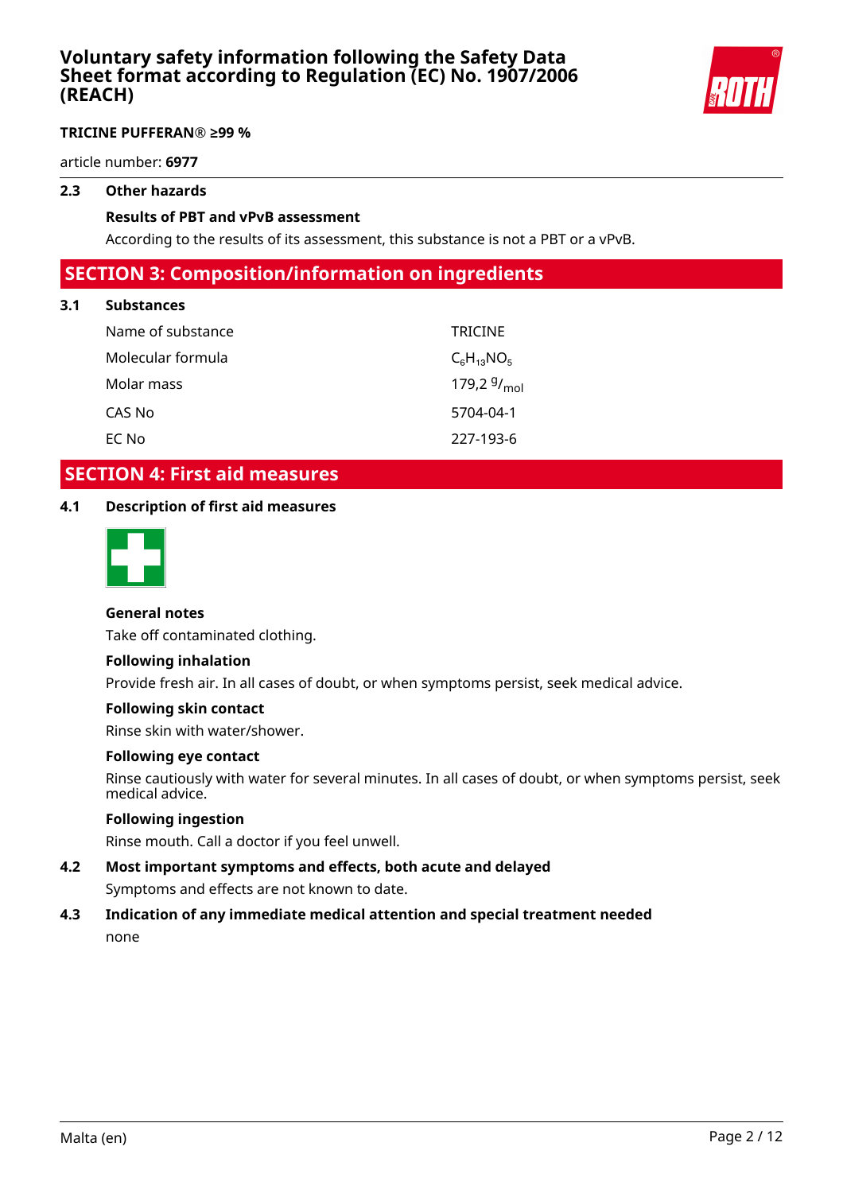### 2.3 Other hazards

**Results of PBT and vPvB assessment**

According to the results of its assessment, this substance is not a PBT or a vPvB.

## SECTION 3: Composition/information on ingredients

### 3.1 Substances

| | |
|---|---|
| Name of substance | TRICINE |
| Molecular formula | $C_6H_{13}NO_5$ |
| Molar mass | 179,2 $^{g}/_{mol}$ |
| CAS No | 5704-04-1 |
| EC No | 227-193-6 |

## SECTION 4: First aid measures

### 4.1 Description of first aid measures

**General notes**

Take off contaminated clothing.

**Following inhalation**

Provide fresh air. In all cases of doubt, or when symptoms persist, seek medical advice.

**Following skin contact**

Rinse skin with water/shower.

**Following eye contact**

Rinse cautiously with water for several minutes. In all cases of doubt, or when symptoms persist, seek medical advice.

**Following ingestion**

Rinse mouth. Call a doctor if you feel unwell.

### 4.2 Most important symptoms and effects, both acute and delayed

Symptoms and effects are not known to date.

### 4.3 Indication of any immediate medical attention and special treatment needed

none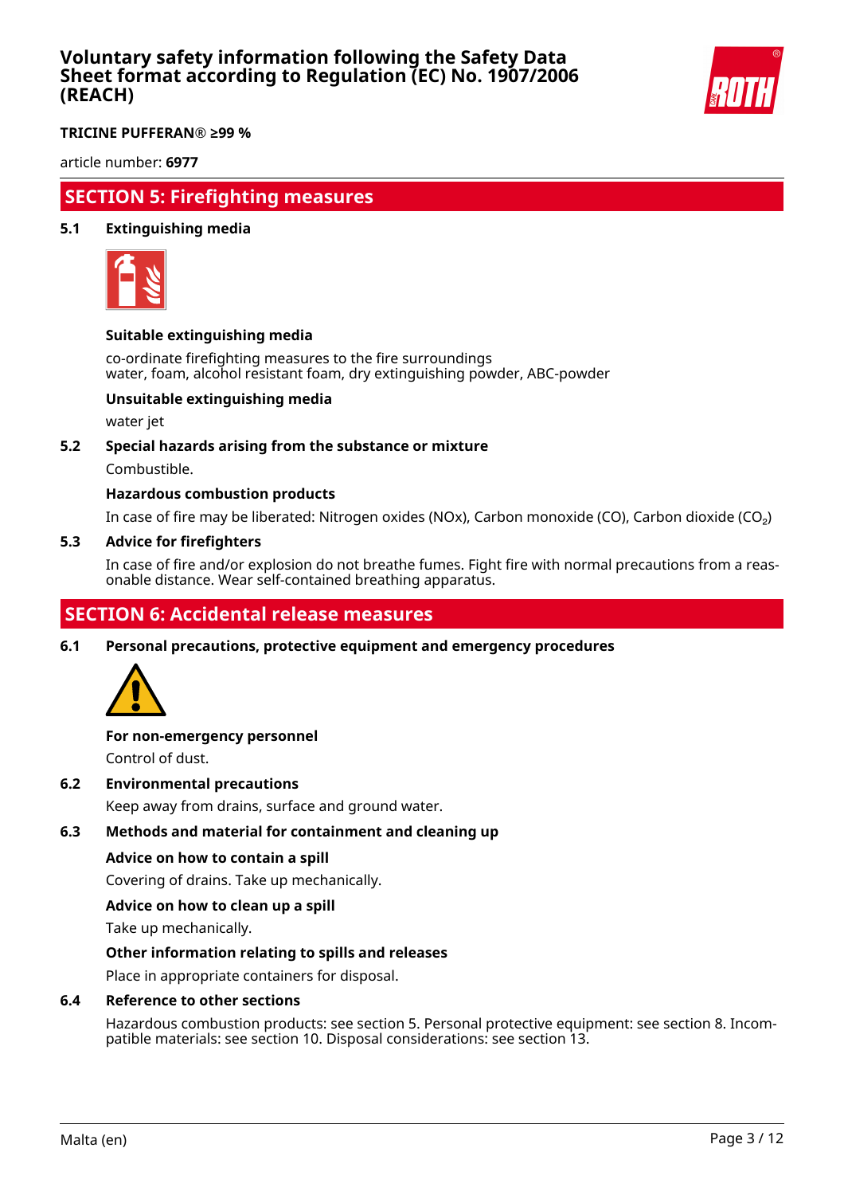## SECTION 5: Firefighting measures

### 5.1 Extinguishing media

**Suitable extinguishing media**

co-ordinate firefighting measures to the fire surroundings
water, foam, alcohol resistant foam, dry extinguishing powder, ABC-powder

**Unsuitable extinguishing media**

water jet

### 5.2 Special hazards arising from the substance or mixture

Combustible.

**Hazardous combustion products**

In case of fire may be liberated: Nitrogen oxides (NOx), Carbon monoxide (CO), Carbon dioxide ($CO_2$)

### 5.3 Advice for firefighters

In case of fire and/or explosion do not breathe fumes. Fight fire with normal precautions from a reasonable distance. Wear self-contained breathing apparatus.

## SECTION 6: Accidental release measures

### 6.1 Personal precautions, protective equipment and emergency procedures

**For non-emergency personnel**

Control of dust.

### 6.2 Environmental precautions

Keep away from drains, surface and ground water.

### 6.3 Methods and material for containment and cleaning up

**Advice on how to contain a spill**

Covering of drains. Take up mechanically.

**Advice on how to clean up a spill**

Take up mechanically.

**Other information relating to spills and releases**

Place in appropriate containers for disposal.

### 6.4 Reference to other sections

Hazardous combustion products: see section 5. Personal protective equipment: see section 8. Incompatible materials: see section 10. Disposal considerations: see section 13.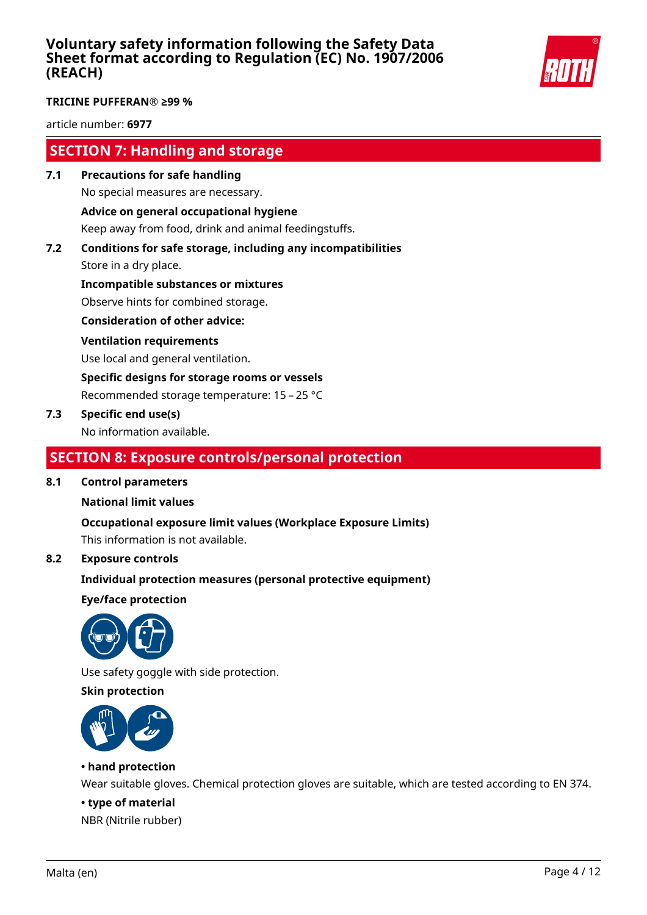## SECTION 7: Handling and storage

**7.1 Precautions for safe handling**

No special measures are necessary.

**Advice on general occupational hygiene**

Keep away from food, drink and animal feedingstuffs.

**7.2 Conditions for safe storage, including any incompatibilities**

Store in a dry place.

**Incompatible substances or mixtures**

Observe hints for combined storage.

**Consideration of other advice:**

**Ventilation requirements**

Use local and general ventilation.

**Specific designs for storage rooms or vessels**

Recommended storage temperature: 15 – 25 °C

**7.3 Specific end use(s)**

No information available.

## SECTION 8: Exposure controls/personal protection

**8.1 Control parameters**

**National limit values**

**Occupational exposure limit values (Workplace Exposure Limits)**

This information is not available.

**8.2 Exposure controls**

**Individual protection measures (personal protective equipment)**

**Eye/face protection**

Use safety goggle with side protection.

**Skin protection**

**• hand protection**

Wear suitable gloves. Chemical protection gloves are suitable, which are tested according to EN 374.

**• type of material**

NBR (Nitrile rubber)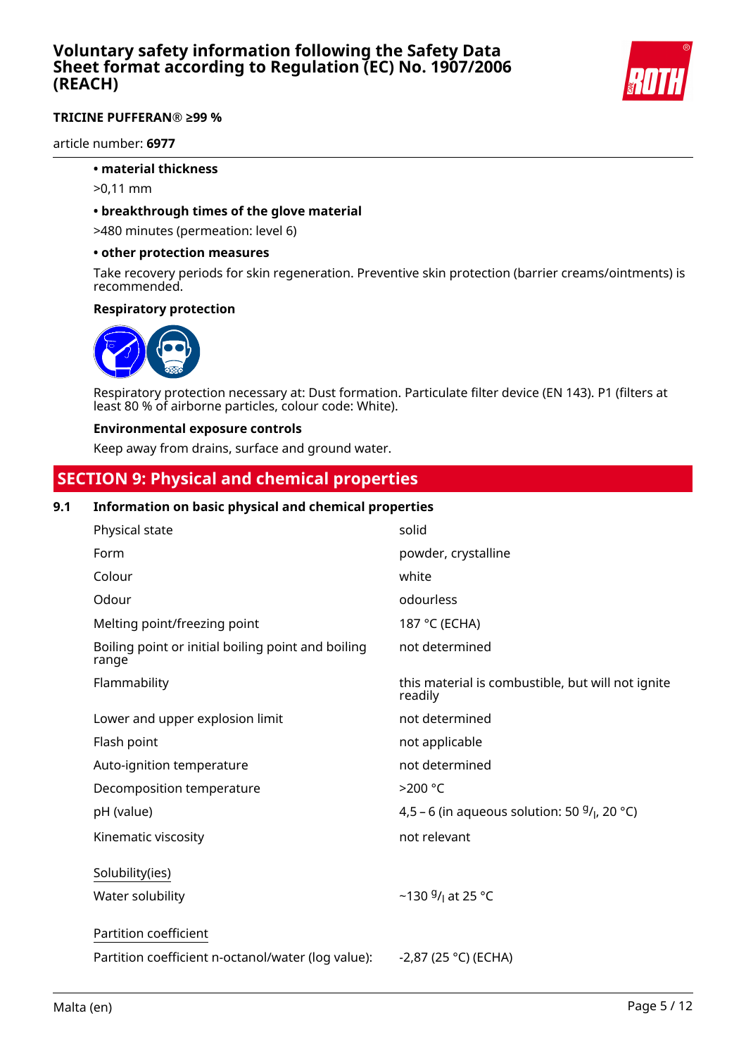**• material thickness**

>0,11 mm

**• breakthrough times of the glove material**

>480 minutes (permeation: level 6)

**• other protection measures**

Take recovery periods for skin regeneration. Preventive skin protection (barrier creams/ointments) is recommended.

**Respiratory protection**

Respiratory protection necessary at: Dust formation. Particulate filter device (EN 143). P1 (filters at least 80 % of airborne particles, colour code: White).

**Environmental exposure controls**

Keep away from drains, surface and ground water.

## SECTION 9: Physical and chemical properties

### 9.1 Information on basic physical and chemical properties

| | |
|---|---|
| Physical state | solid |
| Form | powder, crystalline |
| Colour | white |
| Odour | odourless |
| Melting point/freezing point | 187 °C (ECHA) |
| Boiling point or initial boiling point and boiling range | not determined |
| Flammability | this material is combustible, but will not ignite readily |
| Lower and upper explosion limit | not determined |
| Flash point | not applicable |
| Auto-ignition temperature | not determined |
| Decomposition temperature | >200 °C |
| pH (value) | 4,5 – 6 (in aqueous solution: 50 g/l, 20 °C) |
| Kinematic viscosity | not relevant |

Solubility(ies)

| | |
|---|---|
| Water solubility | ~130 g/l at 25 °C |

Partition coefficient

| | |
|---|---|
| Partition coefficient n-octanol/water (log value): | -2,87 (25 °C) (ECHA) |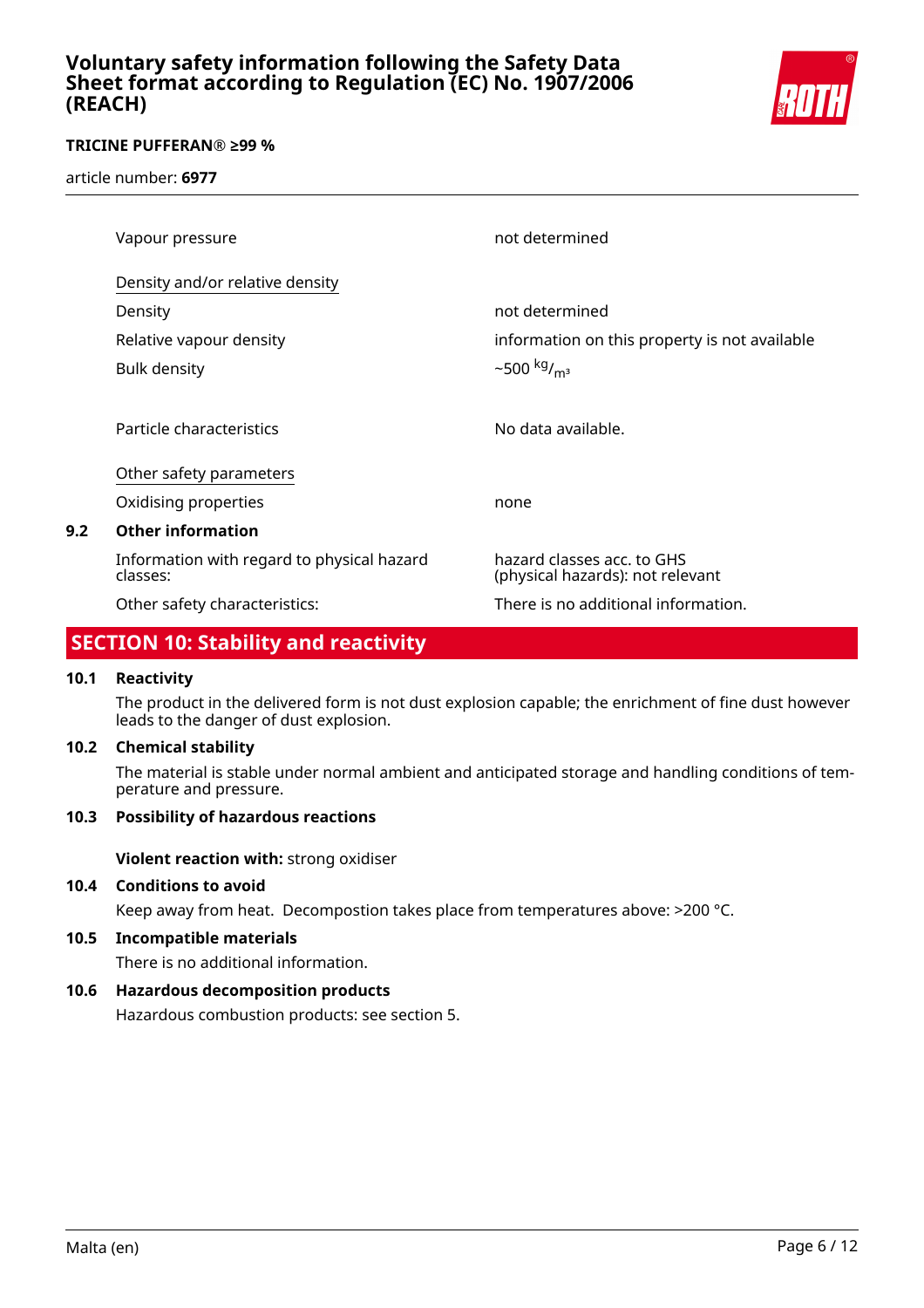| | |
|---|---|
| Vapour pressure | not determined |
| Density and/or relative density | |
| Density | not determined |
| Relative vapour density | information on this property is not available |
| Bulk density | ~500 $^{kg}/_{m^3}$ |
| Particle characteristics | No data available. |
| Other safety parameters | |
| Oxidising properties | none |

### 9.2 Other information

| | |
|---|---|
| Information with regard to physical hazard classes: | hazard classes acc. to GHS (physical hazards): not relevant |
| Other safety characteristics: | There is no additional information. |

## SECTION 10: Stability and reactivity

### 10.1 Reactivity

The product in the delivered form is not dust explosion capable; the enrichment of fine dust however leads to the danger of dust explosion.

### 10.2 Chemical stability

The material is stable under normal ambient and anticipated storage and handling conditions of temperature and pressure.

### 10.3 Possibility of hazardous reactions

**Violent reaction with:** strong oxidiser

### 10.4 Conditions to avoid

Keep away from heat. Decompostion takes place from temperatures above: >200 °C.

### 10.5 Incompatible materials

There is no additional information.

### 10.6 Hazardous decomposition products

Hazardous combustion products: see section 5.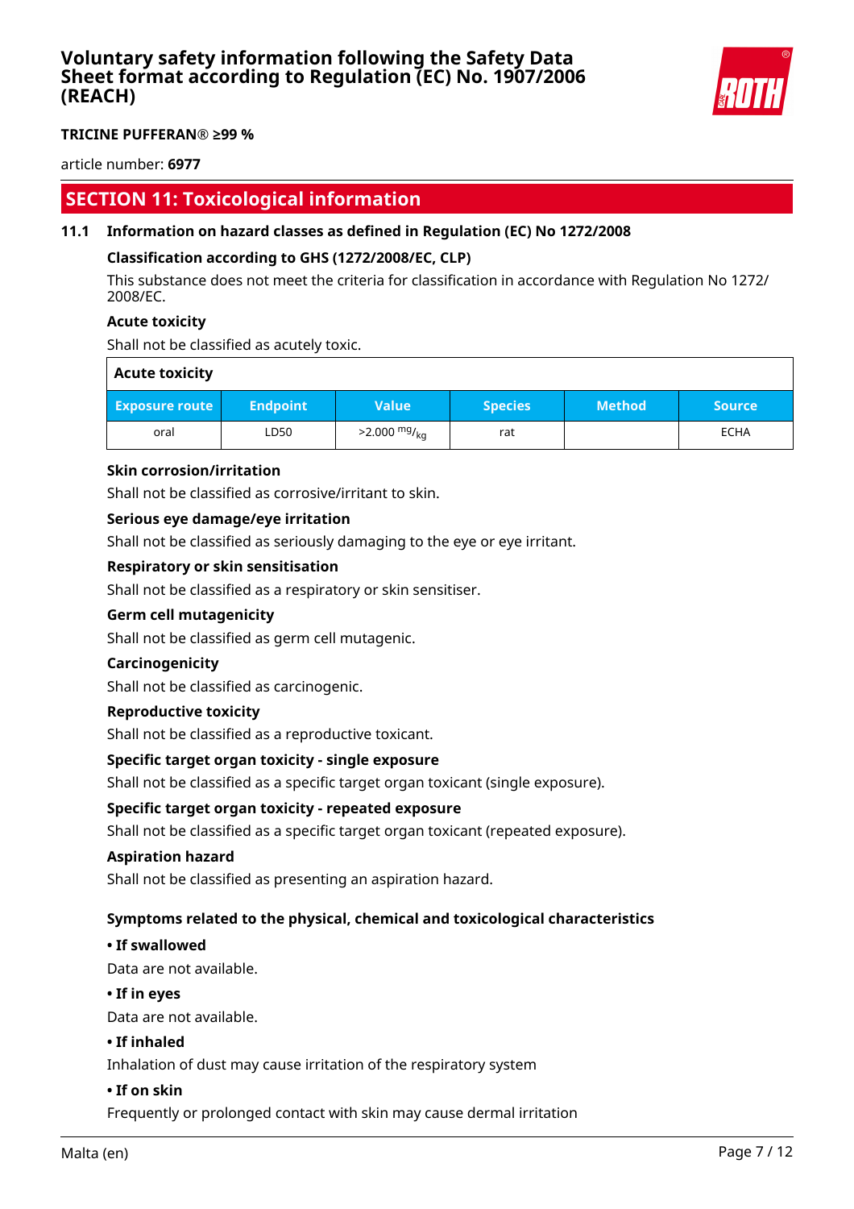## SECTION 11: Toxicological information

### 11.1 Information on hazard classes as defined in Regulation (EC) No 1272/2008

**Classification according to GHS (1272/2008/EC, CLP)**

This substance does not meet the criteria for classification in accordance with Regulation No 1272/ 2008/EC.

**Acute toxicity**

Shall not be classified as acutely toxic.

**Acute toxicity**

| Exposure route | Endpoint | Value | Species | Method | Source |
|---|---|---|---|---|---|
| oral | LD50 | >2.000 $^{mg}/_{kg}$ | rat | | ECHA |

**Skin corrosion/irritation**

Shall not be classified as corrosive/irritant to skin.

**Serious eye damage/eye irritation**

Shall not be classified as seriously damaging to the eye or eye irritant.

**Respiratory or skin sensitisation**

Shall not be classified as a respiratory or skin sensitiser.

**Germ cell mutagenicity**

Shall not be classified as germ cell mutagenic.

**Carcinogenicity**

Shall not be classified as carcinogenic.

**Reproductive toxicity**

Shall not be classified as a reproductive toxicant.

**Specific target organ toxicity - single exposure**

Shall not be classified as a specific target organ toxicant (single exposure).

**Specific target organ toxicity - repeated exposure**

Shall not be classified as a specific target organ toxicant (repeated exposure).

**Aspiration hazard**

Shall not be classified as presenting an aspiration hazard.

**Symptoms related to the physical, chemical and toxicological characteristics**

**• If swallowed**

Data are not available.

**• If in eyes**

Data are not available.

**• If inhaled**

Inhalation of dust may cause irritation of the respiratory system

**• If on skin**

Frequently or prolonged contact with skin may cause dermal irritation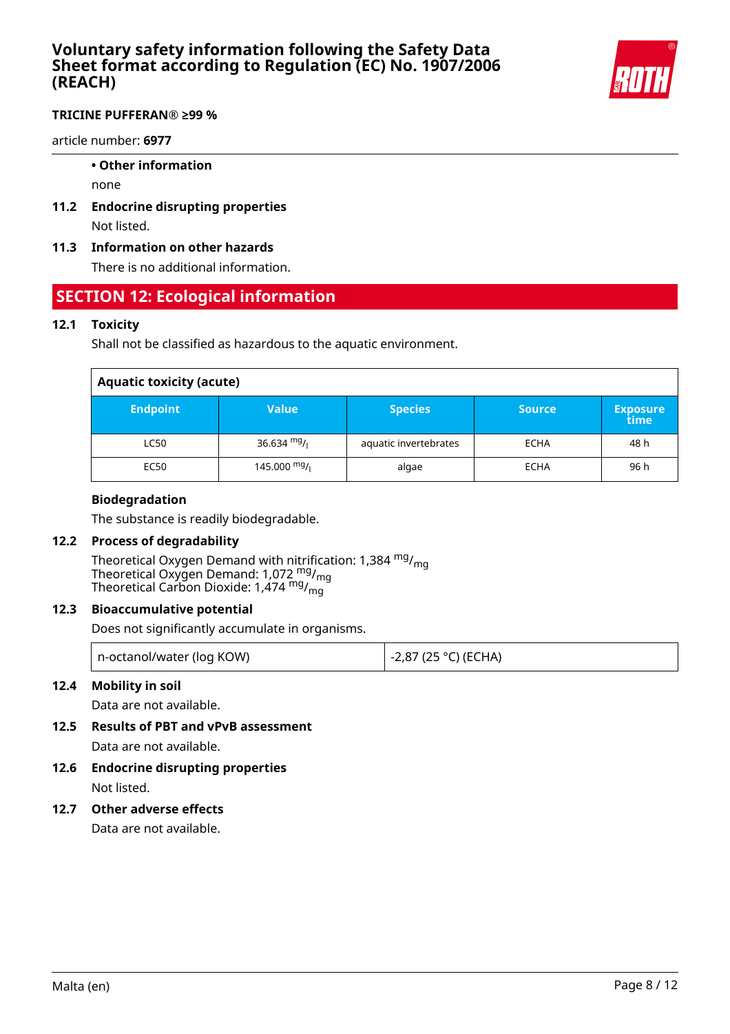• **Other information**

none

### 11.2 Endocrine disrupting properties

Not listed.

### 11.3 Information on other hazards

There is no additional information.

## SECTION 12: Ecological information

### 12.1 Toxicity

Shall not be classified as hazardous to the aquatic environment.

| Aquatic toxicity (acute) | | | | |
|---|---|---|---|---|
| **Endpoint** | **Value** | **Species** | **Source** | **Exposure time** |
| LC50 | 36.634 $^{mg}/_{l}$ | aquatic invertebrates | ECHA | 48 h |
| EC50 | 145.000 $^{mg}/_{l}$ | algae | ECHA | 96 h |

**Biodegradation**

The substance is readily biodegradable.

### 12.2 Process of degradability

Theoretical Oxygen Demand with nitrification: 1,384 $^{mg}/_{mg}$
Theoretical Oxygen Demand: 1,072 $^{mg}/_{mg}$
Theoretical Carbon Dioxide: 1,474 $^{mg}/_{mg}$

### 12.3 Bioaccumulative potential

Does not significantly accumulate in organisms.

| n-octanol/water (log KOW) | -2,87 (25 °C) (ECHA) |
|---|---|

### 12.4 Mobility in soil

Data are not available.

### 12.5 Results of PBT and vPvB assessment

Data are not available.

### 12.6 Endocrine disrupting properties

Not listed.

### 12.7 Other adverse effects

Data are not available.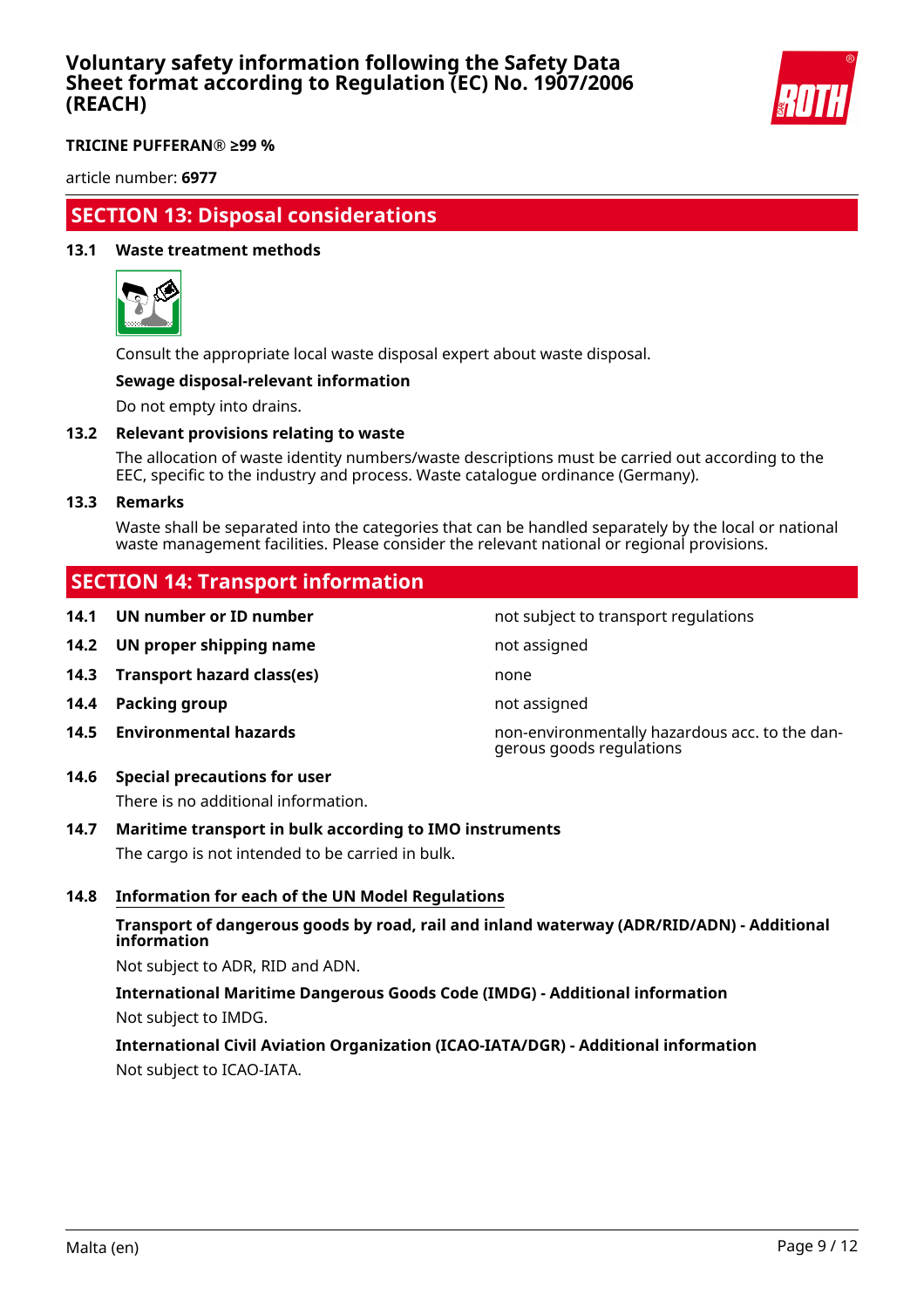## SECTION 13: Disposal considerations

### 13.1 Waste treatment methods

Consult the appropriate local waste disposal expert about waste disposal.

**Sewage disposal-relevant information**

Do not empty into drains.

### 13.2 Relevant provisions relating to waste

The allocation of waste identity numbers/waste descriptions must be carried out according to the EEC, specific to the industry and process. Waste catalogue ordinance (Germany).

### 13.3 Remarks

Waste shall be separated into the categories that can be handled separately by the local or national waste management facilities. Please consider the relevant national or regional provisions.

## SECTION 14: Transport information

| | | |
|---|---|---|
| **14.1** | **UN number or ID number** | not subject to transport regulations |
| **14.2** | **UN proper shipping name** | not assigned |
| **14.3** | **Transport hazard class(es)** | none |
| **14.4** | **Packing group** | not assigned |
| **14.5** | **Environmental hazards** | non-environmentally hazardous acc. to the dangerous goods regulations |

### 14.6 Special precautions for user

There is no additional information.

### 14.7 Maritime transport in bulk according to IMO instruments

The cargo is not intended to be carried in bulk.

### 14.8 Information for each of the UN Model Regulations

**Transport of dangerous goods by road, rail and inland waterway (ADR/RID/ADN) - Additional information**

Not subject to ADR, RID and ADN.

**International Maritime Dangerous Goods Code (IMDG) - Additional information**

Not subject to IMDG.

**International Civil Aviation Organization (ICAO-IATA/DGR) - Additional information**

Not subject to ICAO-IATA.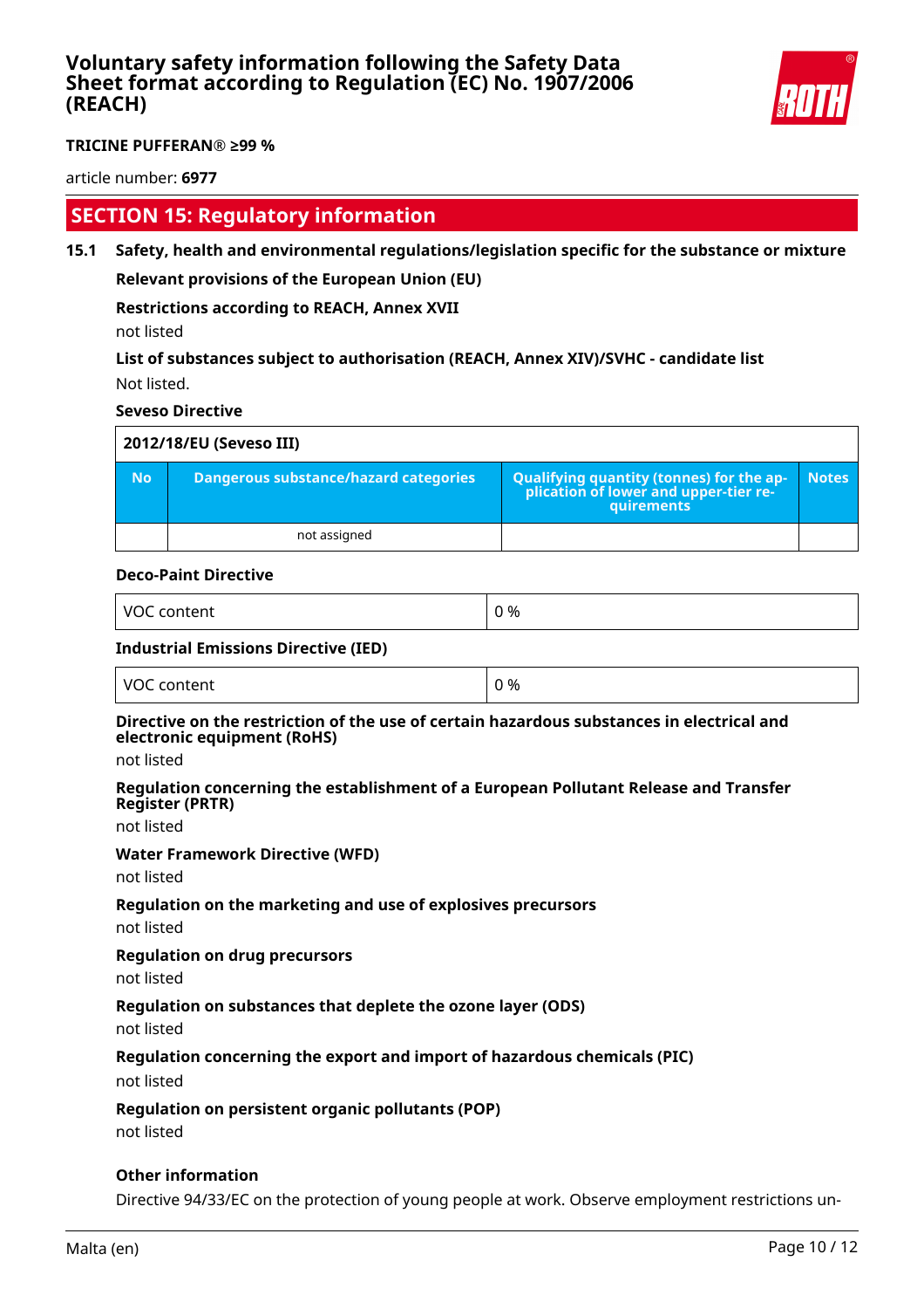## SECTION 15: Regulatory information

### 15.1 Safety, health and environmental regulations/legislation specific for the substance or mixture

**Relevant provisions of the European Union (EU)**

**Restrictions according to REACH, Annex XVII**

not listed

**List of substances subject to authorisation (REACH, Annex XIV)/SVHC - candidate list**

Not listed.

**Seveso Directive**

| 2012/18/EU (Seveso III) | | | |
|---|---|---|---|
| **No** | **Dangerous substance/hazard categories** | **Qualifying quantity (tonnes) for the application of lower and upper-tier requirements** | **Notes** |
| | not assigned | | |

**Deco-Paint Directive**

| VOC content | 0 % |
|---|---|

**Industrial Emissions Directive (IED)**

| VOC content | 0 % |
|---|---|

**Directive on the restriction of the use of certain hazardous substances in electrical and electronic equipment (RoHS)**

not listed

**Regulation concerning the establishment of a European Pollutant Release and Transfer Register (PRTR)**

not listed

**Water Framework Directive (WFD)**

not listed

**Regulation on the marketing and use of explosives precursors**

not listed

**Regulation on drug precursors**

not listed

**Regulation on substances that deplete the ozone layer (ODS)**

not listed

**Regulation concerning the export and import of hazardous chemicals (PIC)**

not listed

**Regulation on persistent organic pollutants (POP)**

not listed

**Other information**

Directive 94/33/EC on the protection of young people at work. Observe employment restrictions un-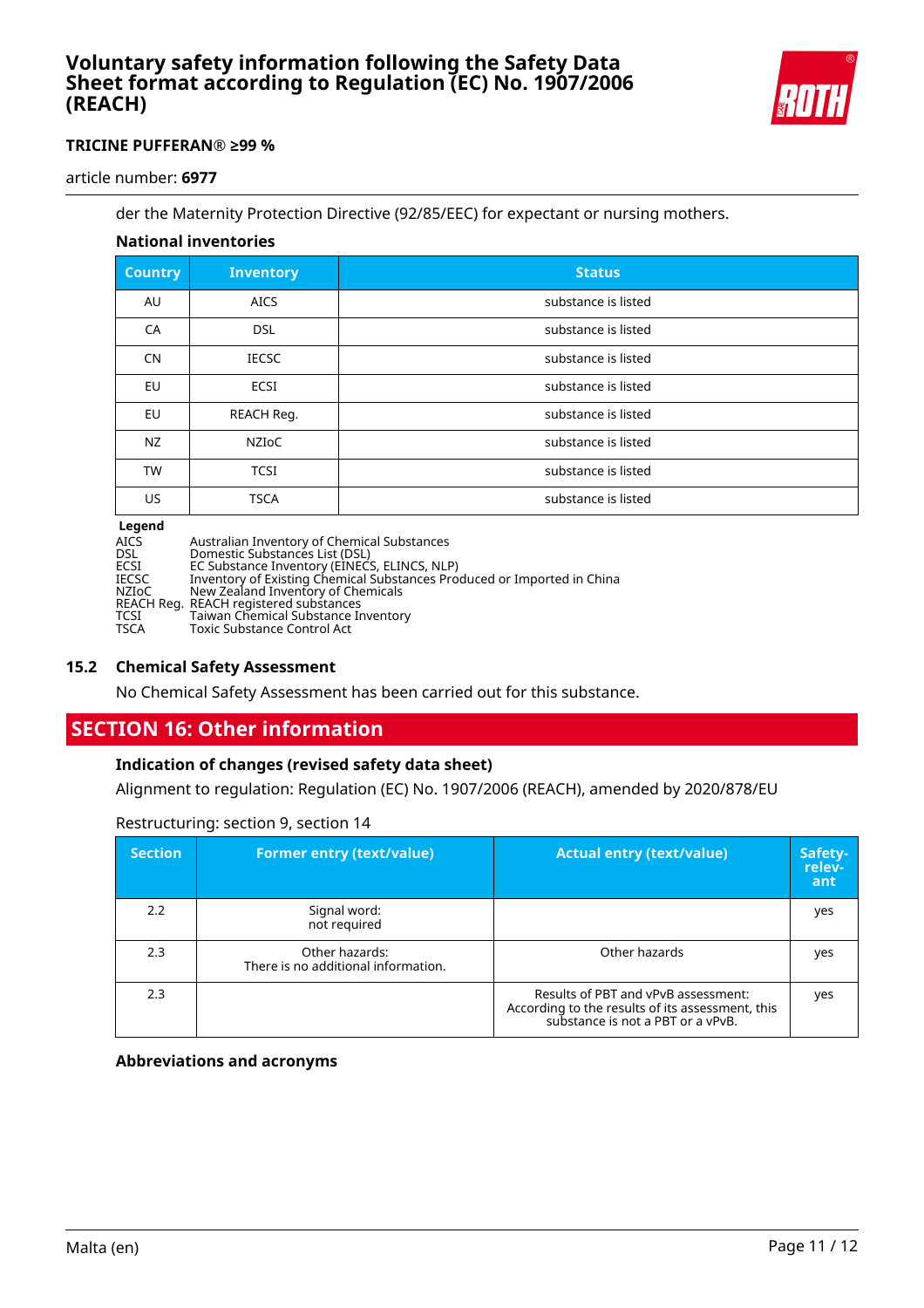der the Maternity Protection Directive (92/85/EEC) for expectant or nursing mothers.

**National inventories**

| Country | Inventory | Status |
|---|---|---|
| AU | AICS | substance is listed |
| CA | DSL | substance is listed |
| CN | IECSC | substance is listed |
| EU | ECSI | substance is listed |
| EU | REACH Reg. | substance is listed |
| NZ | NZIoC | substance is listed |
| TW | TCSI | substance is listed |
| US | TSCA | substance is listed |

**Legend**

| | |
|---|---|
| AICS | Australian Inventory of Chemical Substances |
| DSL | Domestic Substances List (DSL) |
| ECSI | EC Substance Inventory (EINECS, ELINCS, NLP) |
| IECSC | Inventory of Existing Chemical Substances Produced or Imported in China |
| NZIoC | New Zealand Inventory of Chemicals |
| REACH Reg. | REACH registered substances |
| TCSI | Taiwan Chemical Substance Inventory |
| TSCA | Toxic Substance Control Act |

### 15.2 Chemical Safety Assessment

No Chemical Safety Assessment has been carried out for this substance.

## SECTION 16: Other information

**Indication of changes (revised safety data sheet)**

Alignment to regulation: Regulation (EC) No. 1907/2006 (REACH), amended by 2020/878/EU

Restructuring: section 9, section 14

| Section | Former entry (text/value) | Actual entry (text/value) | Safety-relevant |
|---|---|---|---|
| 2.2 | Signal word: not required | | yes |
| 2.3 | Other hazards: There is no additional information. | Other hazards | yes |
| 2.3 | | Results of PBT and vPvB assessment: According to the results of its assessment, this substance is not a PBT or a vPvB. | yes |

**Abbreviations and acronyms**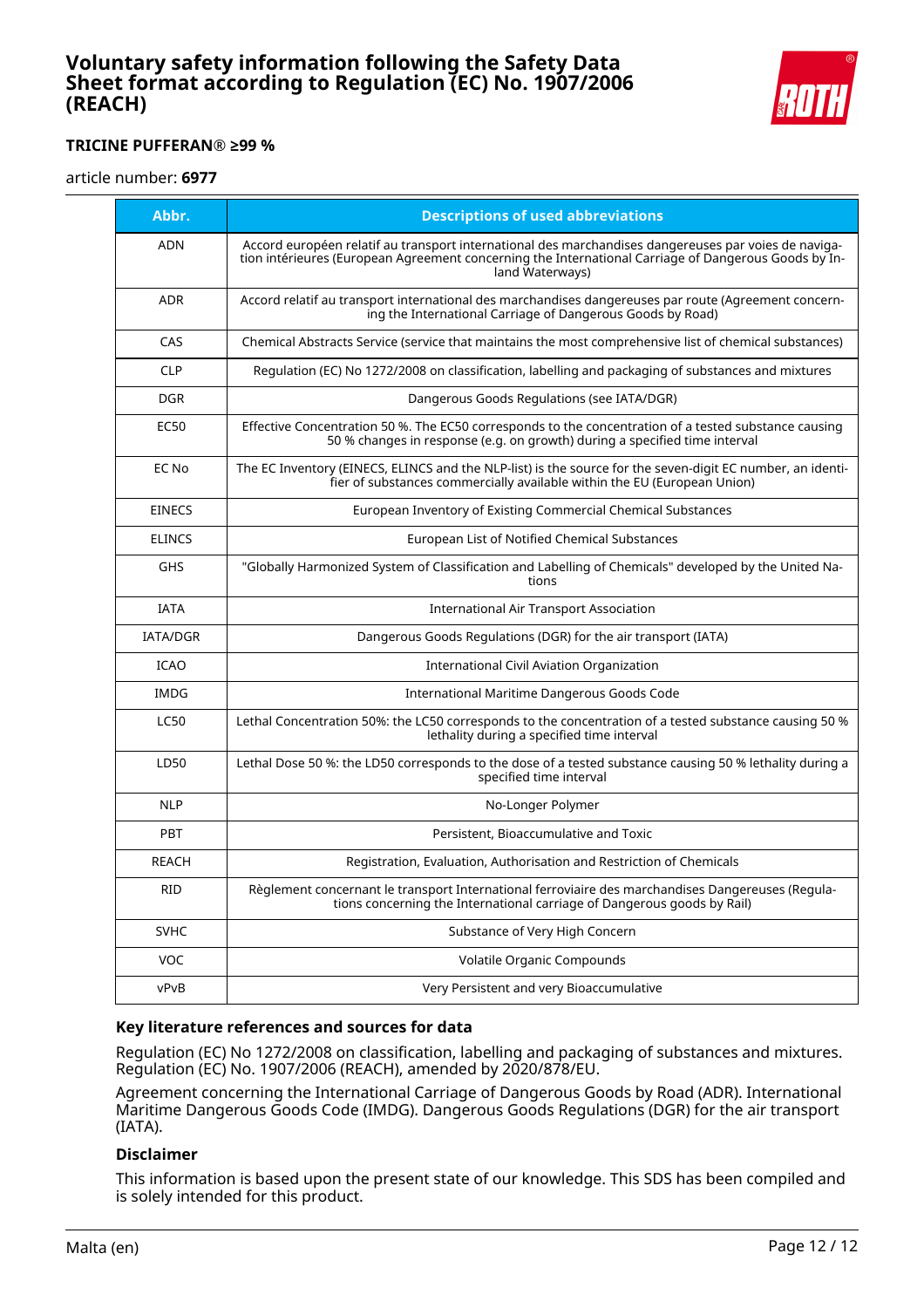| Abbr. | Descriptions of used abbreviations |
|---|---|
| ADN | Accord européen relatif au transport international des marchandises dangereuses par voies de navigation intérieures (European Agreement concerning the International Carriage of Dangerous Goods by Inland Waterways) |
| ADR | Accord relatif au transport international des marchandises dangereuses par route (Agreement concerning the International Carriage of Dangerous Goods by Road) |
| CAS | Chemical Abstracts Service (service that maintains the most comprehensive list of chemical substances) |
| CLP | Regulation (EC) No 1272/2008 on classification, labelling and packaging of substances and mixtures |
| DGR | Dangerous Goods Regulations (see IATA/DGR) |
| EC50 | Effective Concentration 50 %. The EC50 corresponds to the concentration of a tested substance causing 50 % changes in response (e.g. on growth) during a specified time interval |
| EC No | The EC Inventory (EINECS, ELINCS and the NLP-list) is the source for the seven-digit EC number, an identifier of substances commercially available within the EU (European Union) |
| EINECS | European Inventory of Existing Commercial Chemical Substances |
| ELINCS | European List of Notified Chemical Substances |
| GHS | "Globally Harmonized System of Classification and Labelling of Chemicals" developed by the United Nations |
| IATA | International Air Transport Association |
| IATA/DGR | Dangerous Goods Regulations (DGR) for the air transport (IATA) |
| ICAO | International Civil Aviation Organization |
| IMDG | International Maritime Dangerous Goods Code |
| LC50 | Lethal Concentration 50%: the LC50 corresponds to the concentration of a tested substance causing 50 % lethality during a specified time interval |
| LD50 | Lethal Dose 50 %: the LD50 corresponds to the dose of a tested substance causing 50 % lethality during a specified time interval |
| NLP | No-Longer Polymer |
| PBT | Persistent, Bioaccumulative and Toxic |
| REACH | Registration, Evaluation, Authorisation and Restriction of Chemicals |
| RID | Règlement concernant le transport International ferroviaire des marchandises Dangereuses (Regulations concerning the International carriage of Dangerous goods by Rail) |
| SVHC | Substance of Very High Concern |
| VOC | Volatile Organic Compounds |
| vPvB | Very Persistent and very Bioaccumulative |

### Key literature references and sources for data

Regulation (EC) No 1272/2008 on classification, labelling and packaging of substances and mixtures. Regulation (EC) No. 1907/2006 (REACH), amended by 2020/878/EU.

Agreement concerning the International Carriage of Dangerous Goods by Road (ADR). International Maritime Dangerous Goods Code (IMDG). Dangerous Goods Regulations (DGR) for the air transport (IATA).

### Disclaimer

This information is based upon the present state of our knowledge. This SDS has been compiled and is solely intended for this product.